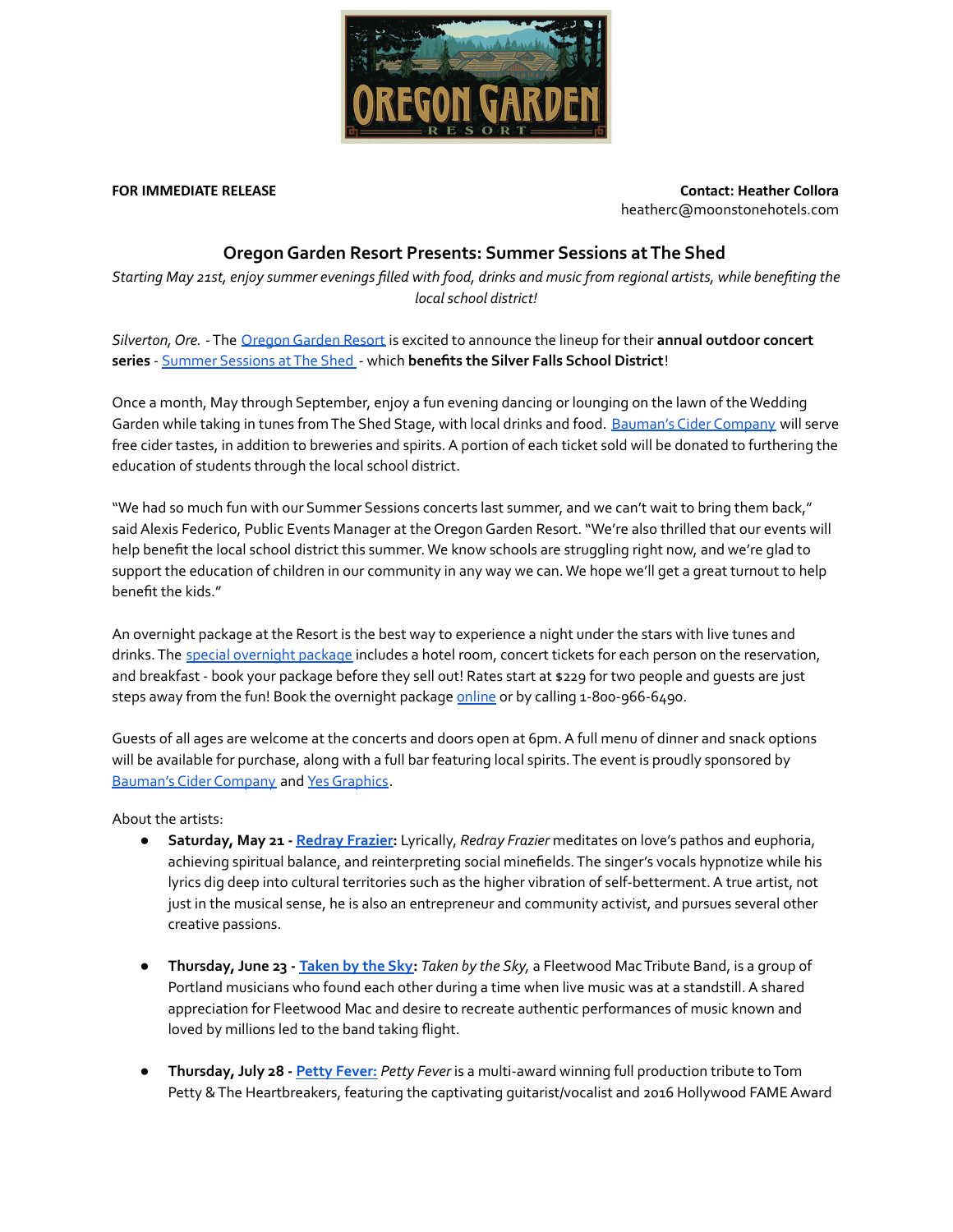**FOR IMMEDIATE RELEASE**

**Contact: Heather Collora**
heatherc@moonstonehotels.com

## Oregon Garden Resort Presents: Summer Sessions at The Shed

*Starting May 21st, enjoy summer evenings filled with food, drinks and music from regional artists, while benefiting the local school district!*

*Silverton, Ore.* - The Oregon Garden Resort is excited to announce the lineup for their **annual outdoor concert series** - Summer Sessions at The Shed - which **benefits the Silver Falls School District**!

Once a month, May through September, enjoy a fun evening dancing or lounging on the lawn of the Wedding Garden while taking in tunes from The Shed Stage, with local drinks and food. Bauman's Cider Company will serve free cider tastes, in addition to breweries and spirits. A portion of each ticket sold will be donated to furthering the education of students through the local school district.

"We had so much fun with our Summer Sessions concerts last summer, and we can't wait to bring them back," said Alexis Federico, Public Events Manager at the Oregon Garden Resort. "We're also thrilled that our events will help benefit the local school district this summer. We know schools are struggling right now, and we're glad to support the education of children in our community in any way we can. We hope we'll get a great turnout to help benefit the kids."

An overnight package at the Resort is the best way to experience a night under the stars with live tunes and drinks. The special overnight package includes a hotel room, concert tickets for each person on the reservation, and breakfast - book your package before they sell out! Rates start at $229 for two people and guests are just steps away from the fun! Book the overnight package online or by calling 1-800-966-6490.

Guests of all ages are welcome at the concerts and doors open at 6pm. A full menu of dinner and snack options will be available for purchase, along with a full bar featuring local spirits. The event is proudly sponsored by Bauman's Cider Company and Yes Graphics.

About the artists:

- **Saturday, May 21 - Redray Frazier:** Lyrically, *Redray Frazier* meditates on love's pathos and euphoria, achieving spiritual balance, and reinterpreting social minefields. The singer's vocals hypnotize while his lyrics dig deep into cultural territories such as the higher vibration of self-betterment. A true artist, not just in the musical sense, he is also an entrepreneur and community activist, and pursues several other creative passions.

- **Thursday, June 23 - Taken by the Sky:** *Taken by the Sky,* a Fleetwood Mac Tribute Band, is a group of Portland musicians who found each other during a time when live music was at a standstill. A shared appreciation for Fleetwood Mac and desire to recreate authentic performances of music known and loved by millions led to the band taking flight.

- **Thursday, July 28 - Petty Fever:** *Petty Fever* is a multi-award winning full production tribute to Tom Petty & The Heartbreakers, featuring the captivating guitarist/vocalist and 2016 Hollywood FAME Award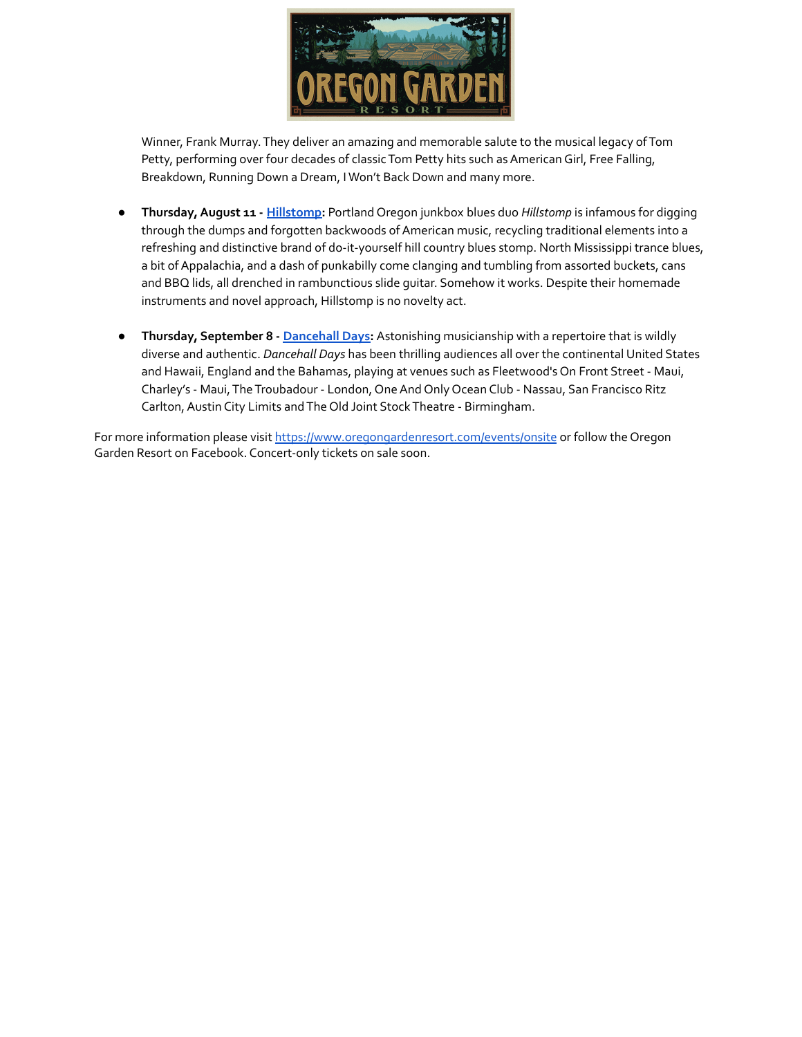Winner, Frank Murray. They deliver an amazing and memorable salute to the musical legacy of Tom Petty, performing over four decades of classic Tom Petty hits such as American Girl, Free Falling, Breakdown, Running Down a Dream, I Won't Back Down and many more.

- **Thursday, August 11 - [Hillstomp](#):** Portland Oregon junkbox blues duo *Hillstomp* is infamous for digging through the dumps and forgotten backwoods of American music, recycling traditional elements into a refreshing and distinctive brand of do-it-yourself hill country blues stomp. North Mississippi trance blues, a bit of Appalachia, and a dash of punkabilly come clanging and tumbling from assorted buckets, cans and BBQ lids, all drenched in rambunctious slide guitar. Somehow it works. Despite their homemade instruments and novel approach, Hillstomp is no novelty act.

- **Thursday, September 8 - [Dancehall Days](#):** Astonishing musicianship with a repertoire that is wildly diverse and authentic. *Dancehall Days* has been thrilling audiences all over the continental United States and Hawaii, England and the Bahamas, playing at venues such as Fleetwood's On Front Street - Maui, Charley's - Maui, The Troubadour - London, One And Only Ocean Club - Nassau, San Francisco Ritz Carlton, Austin City Limits and The Old Joint Stock Theatre - Birmingham.

For more information please visit https://www.oregongardenresort.com/events/onsite or follow the Oregon Garden Resort on Facebook. Concert-only tickets on sale soon.